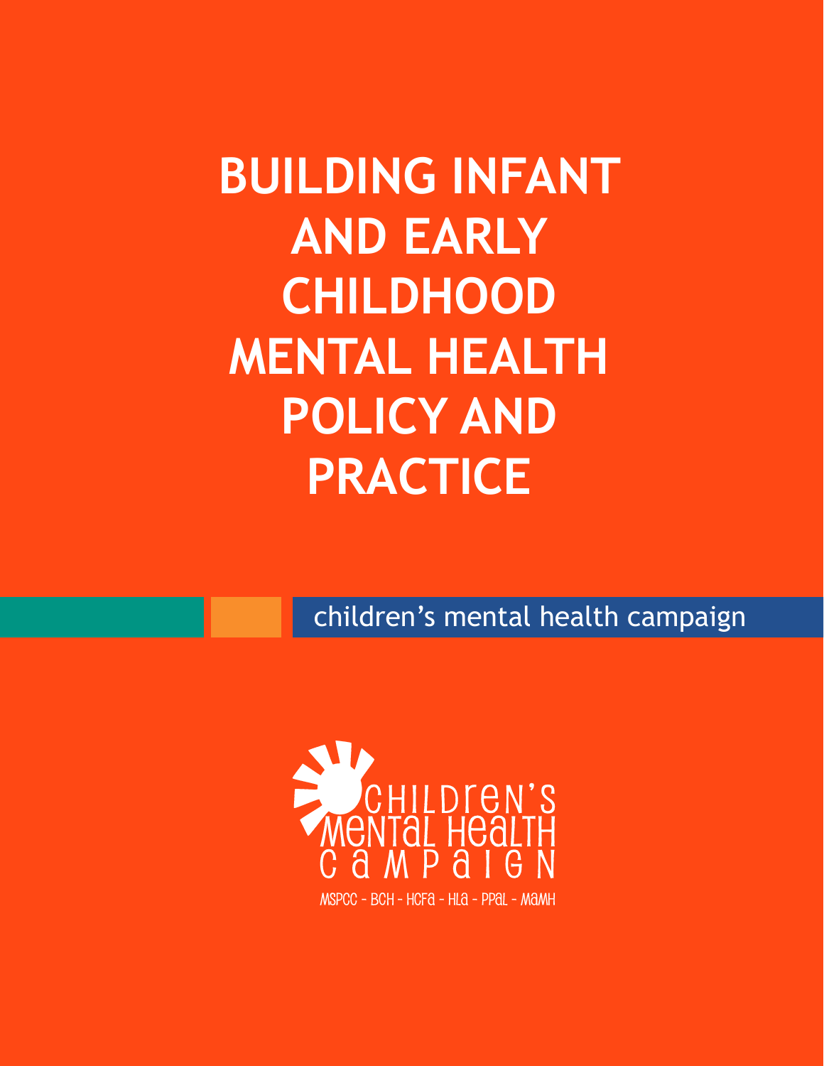# BUILDING INFANT AND EARLY CHILDHOOD MENTAL HEALTH POLICY AND PRACTICE

children's mental health campaign

CHILDREN'S MENTAL HEALTH CAMPAIGN

MSPCC - BCH - HCFA - HLA - PPAL - MAMH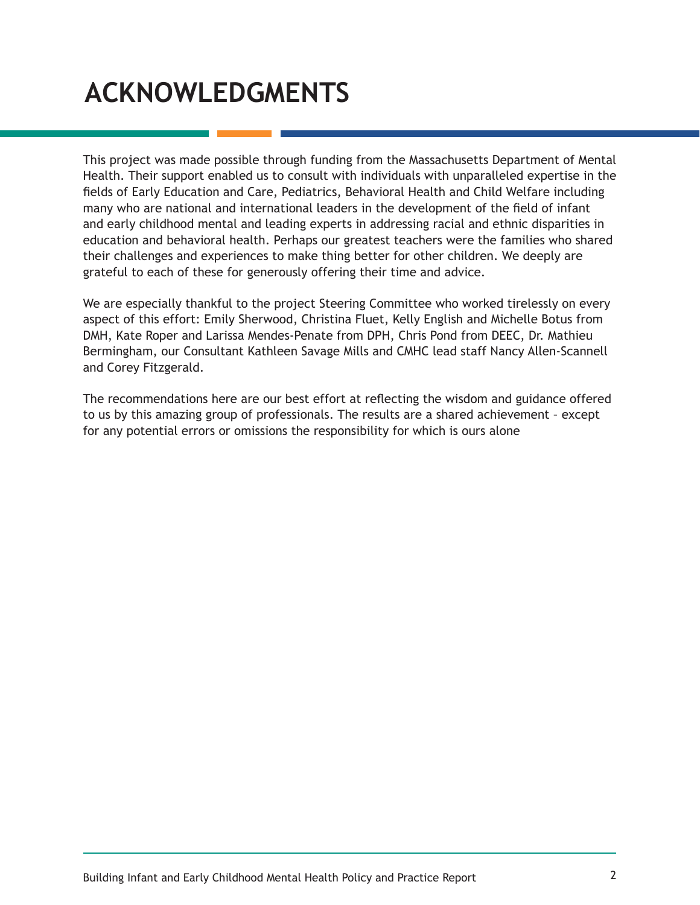# ACKNOWLEDGMENTS

This project was made possible through funding from the Massachusetts Department of Mental Health. Their support enabled us to consult with individuals with unparalleled expertise in the fields of Early Education and Care, Pediatrics, Behavioral Health and Child Welfare including many who are national and international leaders in the development of the field of infant and early childhood mental and leading experts in addressing racial and ethnic disparities in education and behavioral health. Perhaps our greatest teachers were the families who shared their challenges and experiences to make thing better for other children. We deeply are grateful to each of these for generously offering their time and advice.

We are especially thankful to the project Steering Committee who worked tirelessly on every aspect of this effort: Emily Sherwood, Christina Fluet, Kelly English and Michelle Botus from DMH, Kate Roper and Larissa Mendes-Penate from DPH, Chris Pond from DEEC, Dr. Mathieu Bermingham, our Consultant Kathleen Savage Mills and CMHC lead staff Nancy Allen-Scannell and Corey Fitzgerald.

The recommendations here are our best effort at reflecting the wisdom and guidance offered to us by this amazing group of professionals. The results are a shared achievement – except for any potential errors or omissions the responsibility for which is ours alone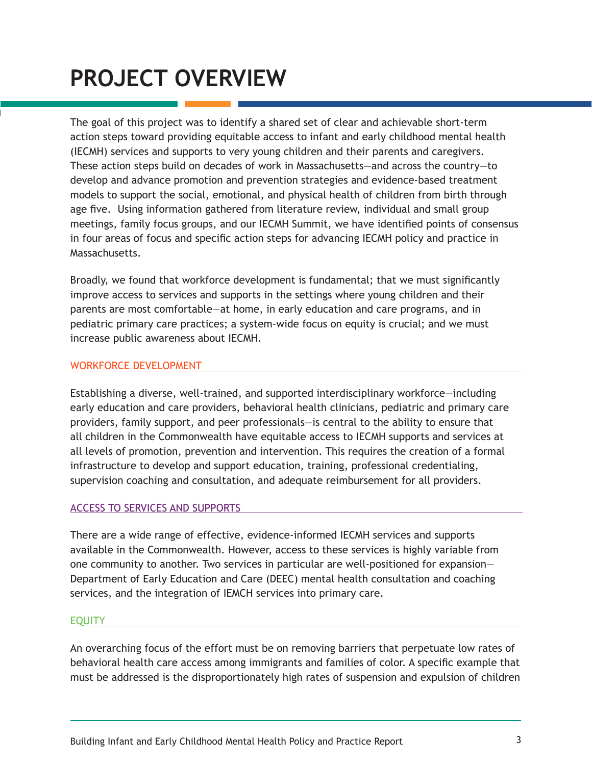# PROJECT OVERVIEW

The goal of this project was to identify a shared set of clear and achievable short-term action steps toward providing equitable access to infant and early childhood mental health (IECMH) services and supports to very young children and their parents and caregivers. These action steps build on decades of work in Massachusetts—and across the country—to develop and advance promotion and prevention strategies and evidence-based treatment models to support the social, emotional, and physical health of children from birth through age five. Using information gathered from literature review, individual and small group meetings, family focus groups, and our IECMH Summit, we have identified points of consensus in four areas of focus and specific action steps for advancing IECMH policy and practice in Massachusetts.

Broadly, we found that workforce development is fundamental; that we must significantly improve access to services and supports in the settings where young children and their parents are most comfortable—at home, in early education and care programs, and in pediatric primary care practices; a system-wide focus on equity is crucial; and we must increase public awareness about IECMH.

## WORKFORCE DEVELOPMENT

Establishing a diverse, well-trained, and supported interdisciplinary workforce—including early education and care providers, behavioral health clinicians, pediatric and primary care providers, family support, and peer professionals—is central to the ability to ensure that all children in the Commonwealth have equitable access to IECMH supports and services at all levels of promotion, prevention and intervention. This requires the creation of a formal infrastructure to develop and support education, training, professional credentialing, supervision coaching and consultation, and adequate reimbursement for all providers.

## ACCESS TO SERVICES AND SUPPORTS

There are a wide range of effective, evidence-informed IECMH services and supports available in the Commonwealth. However, access to these services is highly variable from one community to another. Two services in particular are well-positioned for expansion—Department of Early Education and Care (DEEC) mental health consultation and coaching services, and the integration of IEMCH services into primary care.

## EQUITY

An overarching focus of the effort must be on removing barriers that perpetuate low rates of behavioral health care access among immigrants and families of color. A specific example that must be addressed is the disproportionately high rates of suspension and expulsion of children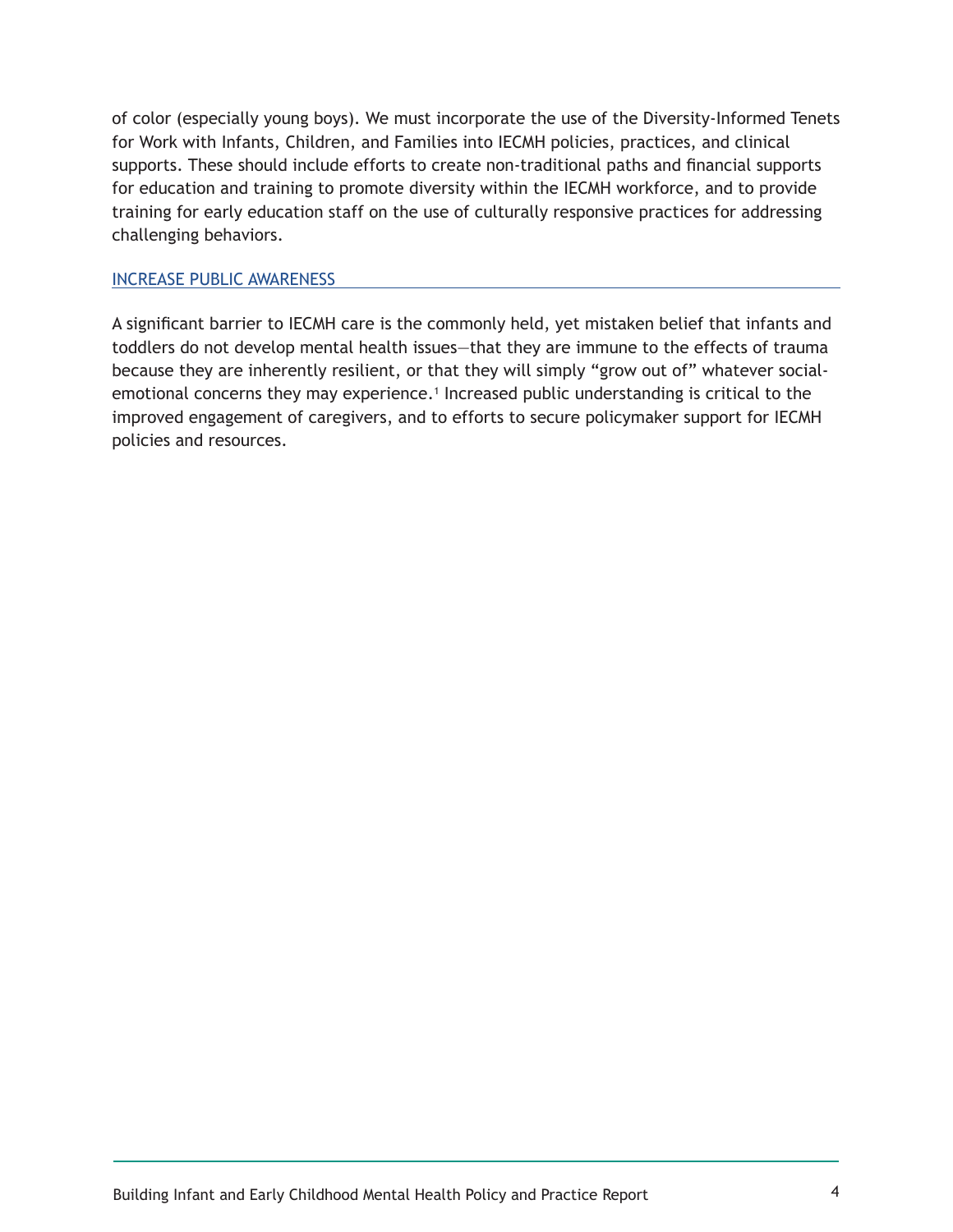of color (especially young boys). We must incorporate the use of the Diversity-Informed Tenets for Work with Infants, Children, and Families into IECMH policies, practices, and clinical supports. These should include efforts to create non-traditional paths and financial supports for education and training to promote diversity within the IECMH workforce, and to provide training for early education staff on the use of culturally responsive practices for addressing challenging behaviors.

## INCREASE PUBLIC AWARENESS

A significant barrier to IECMH care is the commonly held, yet mistaken belief that infants and toddlers do not develop mental health issues—that they are immune to the effects of trauma because they are inherently resilient, or that they will simply “grow out of” whatever social-emotional concerns they may experience.[1] Increased public understanding is critical to the improved engagement of caregivers, and to efforts to secure policymaker support for IECMH policies and resources.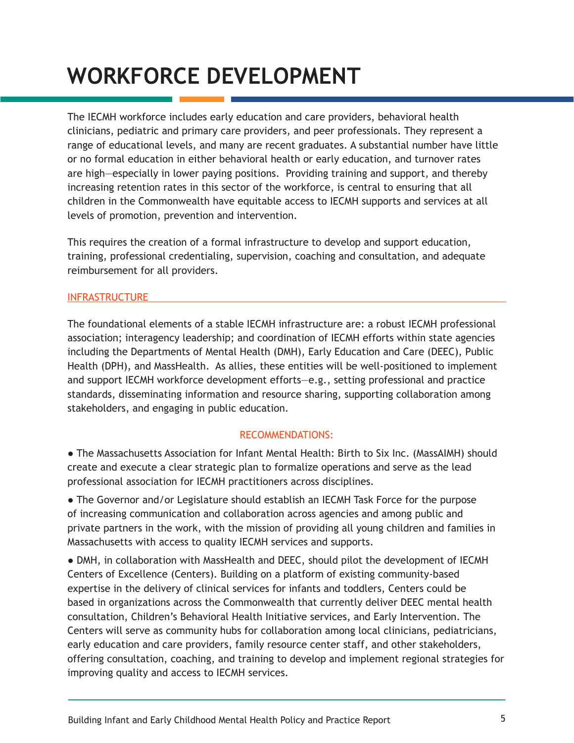# WORKFORCE DEVELOPMENT

The IECMH workforce includes early education and care providers, behavioral health clinicians, pediatric and primary care providers, and peer professionals. They represent a range of educational levels, and many are recent graduates. A substantial number have little or no formal education in either behavioral health or early education, and turnover rates are high—especially in lower paying positions. Providing training and support, and thereby increasing retention rates in this sector of the workforce, is central to ensuring that all children in the Commonwealth have equitable access to IECMH supports and services at all levels of promotion, prevention and intervention.

This requires the creation of a formal infrastructure to develop and support education, training, professional credentialing, supervision, coaching and consultation, and adequate reimbursement for all providers.

## INFRASTRUCTURE

The foundational elements of a stable IECMH infrastructure are: a robust IECMH professional association; interagency leadership; and coordination of IECMH efforts within state agencies including the Departments of Mental Health (DMH), Early Education and Care (DEEC), Public Health (DPH), and MassHealth. As allies, these entities will be well-positioned to implement and support IECMH workforce development efforts—e.g., setting professional and practice standards, disseminating information and resource sharing, supporting collaboration among stakeholders, and engaging in public education.

### RECOMMENDATIONS:

- The Massachusetts Association for Infant Mental Health: Birth to Six Inc. (MassAIMH) should create and execute a clear strategic plan to formalize operations and serve as the lead professional association for IECMH practitioners across disciplines.
- The Governor and/or Legislature should establish an IECMH Task Force for the purpose of increasing communication and collaboration across agencies and among public and private partners in the work, with the mission of providing all young children and families in Massachusetts with access to quality IECMH services and supports.
- DMH, in collaboration with MassHealth and DEEC, should pilot the development of IECMH Centers of Excellence (Centers). Building on a platform of existing community-based expertise in the delivery of clinical services for infants and toddlers, Centers could be based in organizations across the Commonwealth that currently deliver DEEC mental health consultation, Children's Behavioral Health Initiative services, and Early Intervention. The Centers will serve as community hubs for collaboration among local clinicians, pediatricians, early education and care providers, family resource center staff, and other stakeholders, offering consultation, coaching, and training to develop and implement regional strategies for improving quality and access to IECMH services.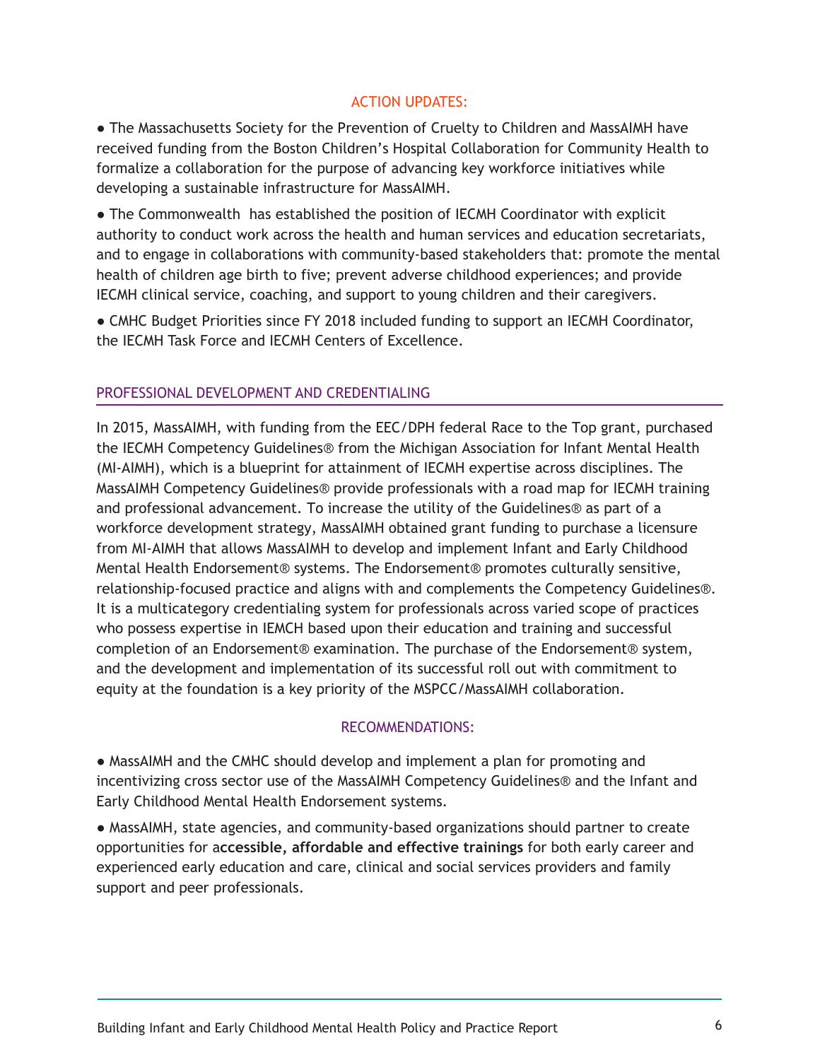### ACTION UPDATES:

- The Massachusetts Society for the Prevention of Cruelty to Children and MassAIMH have received funding from the Boston Children's Hospital Collaboration for Community Health to formalize a collaboration for the purpose of advancing key workforce initiatives while developing a sustainable infrastructure for MassAIMH.
- The Commonwealth has established the position of IECMH Coordinator with explicit authority to conduct work across the health and human services and education secretariats, and to engage in collaborations with community-based stakeholders that: promote the mental health of children age birth to five; prevent adverse childhood experiences; and provide IECMH clinical service, coaching, and support to young children and their caregivers.
- CMHC Budget Priorities since FY 2018 included funding to support an IECMH Coordinator, the IECMH Task Force and IECMH Centers of Excellence.

## PROFESSIONAL DEVELOPMENT AND CREDENTIALING

In 2015, MassAIMH, with funding from the EEC/DPH federal Race to the Top grant, purchased the IECMH Competency Guidelines® from the Michigan Association for Infant Mental Health (MI-AIMH), which is a blueprint for attainment of IECMH expertise across disciplines. The MassAIMH Competency Guidelines® provide professionals with a road map for IECMH training and professional advancement. To increase the utility of the Guidelines® as part of a workforce development strategy, MassAIMH obtained grant funding to purchase a licensure from MI-AIMH that allows MassAIMH to develop and implement Infant and Early Childhood Mental Health Endorsement® systems. The Endorsement® promotes culturally sensitive, relationship-focused practice and aligns with and complements the Competency Guidelines®. It is a multicategory credentialing system for professionals across varied scope of practices who possess expertise in IEMCH based upon their education and training and successful completion of an Endorsement® examination. The purchase of the Endorsement® system, and the development and implementation of its successful roll out with commitment to equity at the foundation is a key priority of the MSPCC/MassAIMH collaboration.

### RECOMMENDATIONS:

- MassAIMH and the CMHC should develop and implement a plan for promoting and incentivizing cross sector use of the MassAIMH Competency Guidelines® and the Infant and Early Childhood Mental Health Endorsement systems.
- MassAIMH, state agencies, and community-based organizations should partner to create opportunities for a**ccessible, affordable and effective trainings** for both early career and experienced early education and care, clinical and social services providers and family support and peer professionals.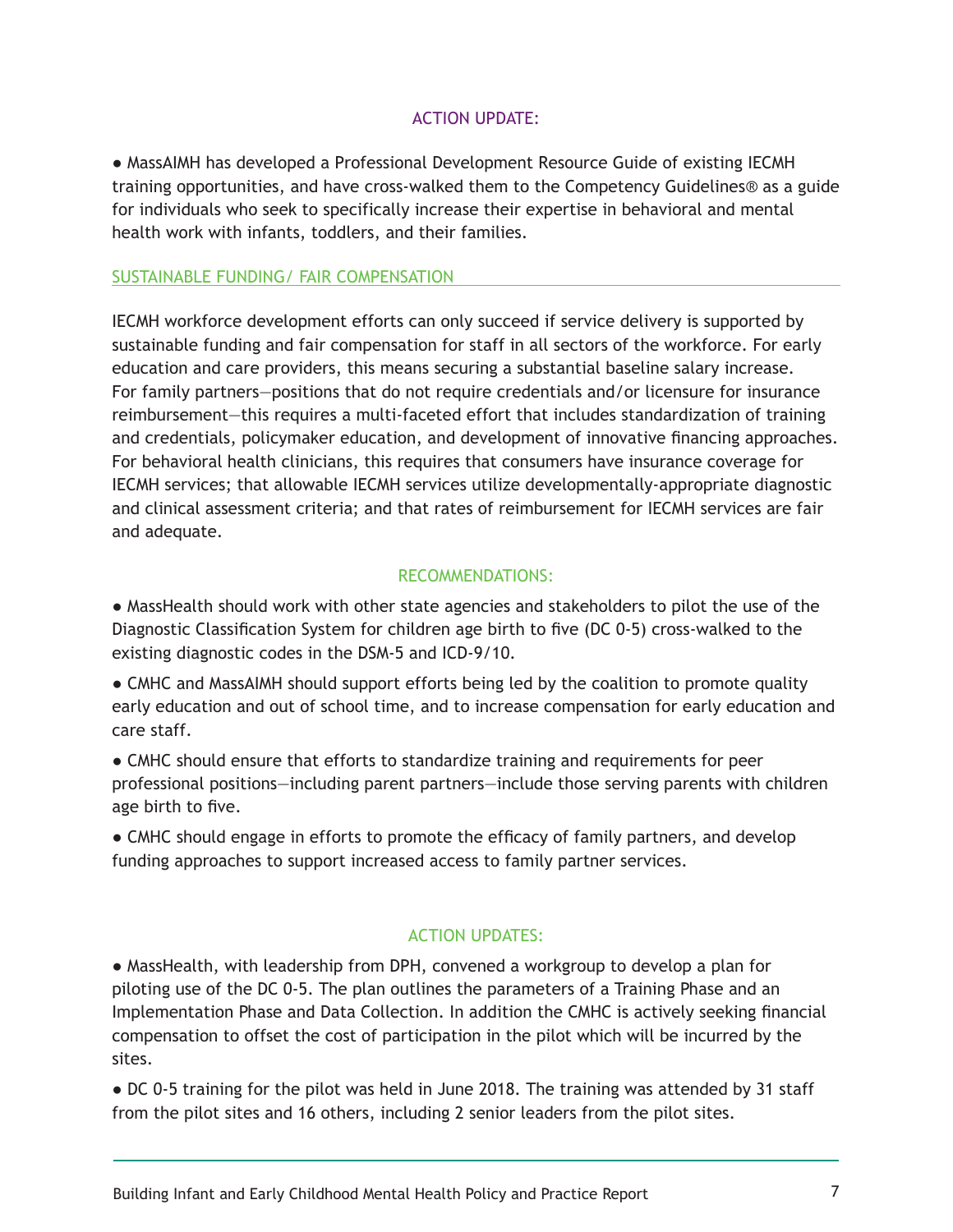### ACTION UPDATE:

- MassAIMH has developed a Professional Development Resource Guide of existing IECMH training opportunities, and have cross-walked them to the Competency Guidelines® as a guide for individuals who seek to specifically increase their expertise in behavioral and mental health work with infants, toddlers, and their families.

## SUSTAINABLE FUNDING/ FAIR COMPENSATION

IECMH workforce development efforts can only succeed if service delivery is supported by sustainable funding and fair compensation for staff in all sectors of the workforce. For early education and care providers, this means securing a substantial baseline salary increase. For family partners—positions that do not require credentials and/or licensure for insurance reimbursement—this requires a multi-faceted effort that includes standardization of training and credentials, policymaker education, and development of innovative financing approaches. For behavioral health clinicians, this requires that consumers have insurance coverage for IECMH services; that allowable IECMH services utilize developmentally-appropriate diagnostic and clinical assessment criteria; and that rates of reimbursement for IECMH services are fair and adequate.

### RECOMMENDATIONS:

- MassHealth should work with other state agencies and stakeholders to pilot the use of the Diagnostic Classification System for children age birth to five (DC 0-5) cross-walked to the existing diagnostic codes in the DSM-5 and ICD-9/10.
- CMHC and MassAIMH should support efforts being led by the coalition to promote quality early education and out of school time, and to increase compensation for early education and care staff.
- CMHC should ensure that efforts to standardize training and requirements for peer professional positions—including parent partners—include those serving parents with children age birth to five.
- CMHC should engage in efforts to promote the efficacy of family partners, and develop funding approaches to support increased access to family partner services.

### ACTION UPDATES:

- MassHealth, with leadership from DPH, convened a workgroup to develop a plan for piloting use of the DC 0-5. The plan outlines the parameters of a Training Phase and an Implementation Phase and Data Collection. In addition the CMHC is actively seeking financial compensation to offset the cost of participation in the pilot which will be incurred by the sites.
- DC 0-5 training for the pilot was held in June 2018. The training was attended by 31 staff from the pilot sites and 16 others, including 2 senior leaders from the pilot sites.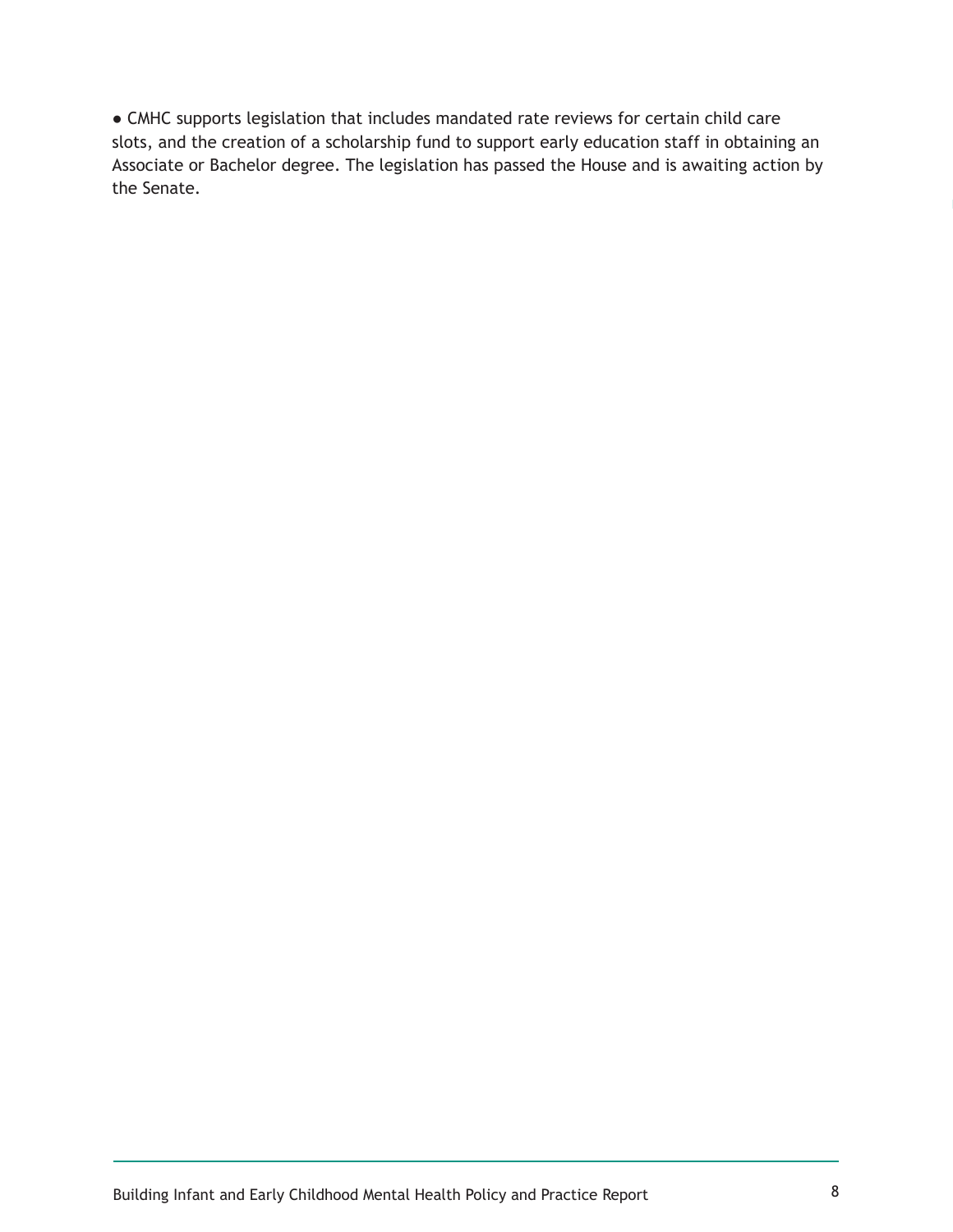- CMHC supports legislation that includes mandated rate reviews for certain child care slots, and the creation of a scholarship fund to support early education staff in obtaining an Associate or Bachelor degree. The legislation has passed the House and is awaiting action by the Senate.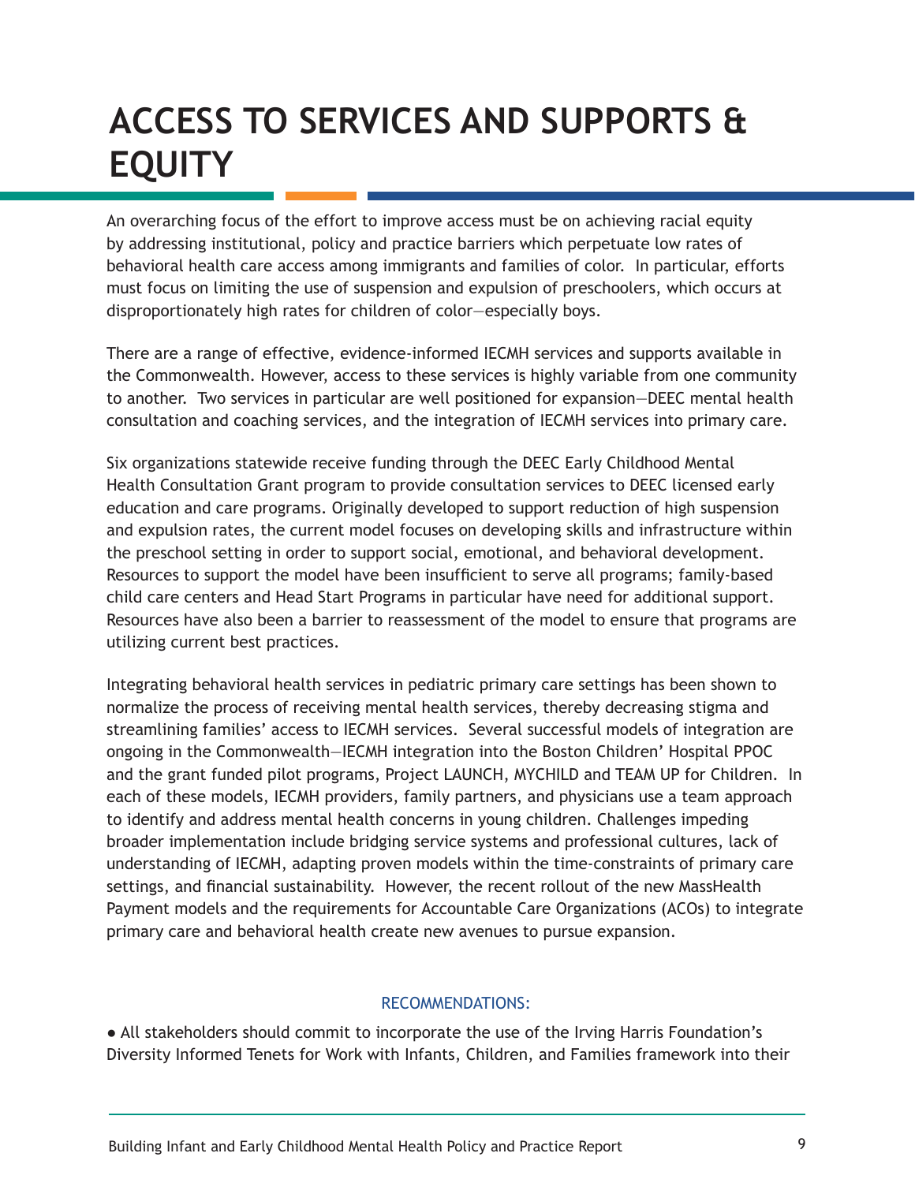# ACCESS TO SERVICES AND SUPPORTS & EQUITY

An overarching focus of the effort to improve access must be on achieving racial equity by addressing institutional, policy and practice barriers which perpetuate low rates of behavioral health care access among immigrants and families of color. In particular, efforts must focus on limiting the use of suspension and expulsion of preschoolers, which occurs at disproportionately high rates for children of color—especially boys.

There are a range of effective, evidence-informed IECMH services and supports available in the Commonwealth. However, access to these services is highly variable from one community to another. Two services in particular are well positioned for expansion—DEEC mental health consultation and coaching services, and the integration of IECMH services into primary care.

Six organizations statewide receive funding through the DEEC Early Childhood Mental Health Consultation Grant program to provide consultation services to DEEC licensed early education and care programs. Originally developed to support reduction of high suspension and expulsion rates, the current model focuses on developing skills and infrastructure within the preschool setting in order to support social, emotional, and behavioral development. Resources to support the model have been insufficient to serve all programs; family-based child care centers and Head Start Programs in particular have need for additional support. Resources have also been a barrier to reassessment of the model to ensure that programs are utilizing current best practices.

Integrating behavioral health services in pediatric primary care settings has been shown to normalize the process of receiving mental health services, thereby decreasing stigma and streamlining families' access to IECMH services. Several successful models of integration are ongoing in the Commonwealth—IECMH integration into the Boston Children' Hospital PPOC and the grant funded pilot programs, Project LAUNCH, MYCHILD and TEAM UP for Children. In each of these models, IECMH providers, family partners, and physicians use a team approach to identify and address mental health concerns in young children. Challenges impeding broader implementation include bridging service systems and professional cultures, lack of understanding of IECMH, adapting proven models within the time-constraints of primary care settings, and financial sustainability. However, the recent rollout of the new MassHealth Payment models and the requirements for Accountable Care Organizations (ACOs) to integrate primary care and behavioral health create new avenues to pursue expansion.

### RECOMMENDATIONS:

- All stakeholders should commit to incorporate the use of the Irving Harris Foundation's Diversity Informed Tenets for Work with Infants, Children, and Families framework into their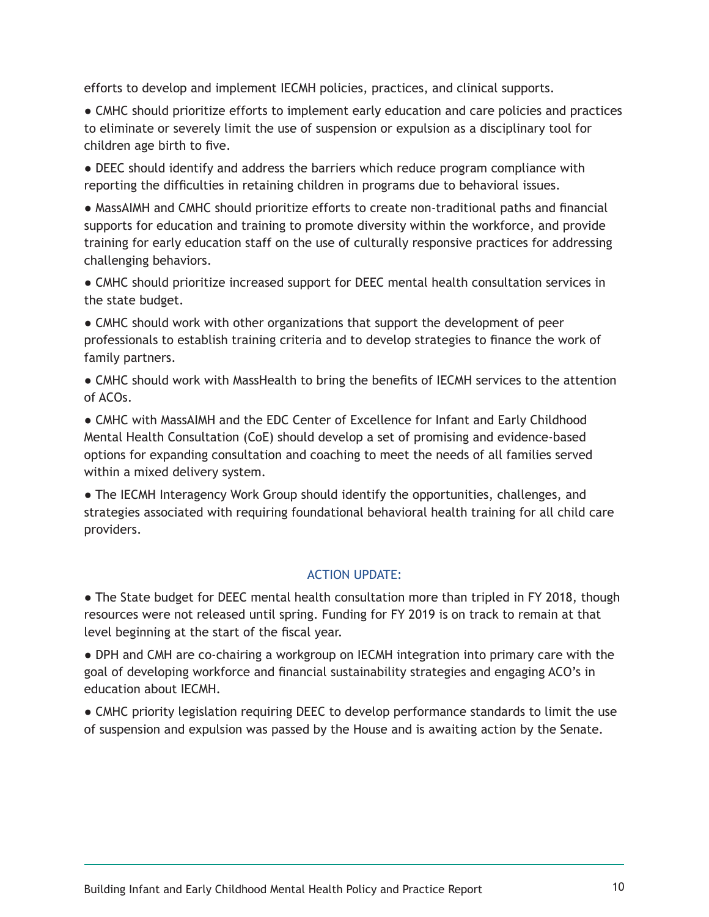efforts to develop and implement IECMH policies, practices, and clinical supports.

- CMHC should prioritize efforts to implement early education and care policies and practices to eliminate or severely limit the use of suspension or expulsion as a disciplinary tool for children age birth to five.
- DEEC should identify and address the barriers which reduce program compliance with reporting the difficulties in retaining children in programs due to behavioral issues.
- MassAIMH and CMHC should prioritize efforts to create non-traditional paths and financial supports for education and training to promote diversity within the workforce, and provide training for early education staff on the use of culturally responsive practices for addressing challenging behaviors.
- CMHC should prioritize increased support for DEEC mental health consultation services in the state budget.
- CMHC should work with other organizations that support the development of peer professionals to establish training criteria and to develop strategies to finance the work of family partners.
- CMHC should work with MassHealth to bring the benefits of IECMH services to the attention of ACOs.
- CMHC with MassAIMH and the EDC Center of Excellence for Infant and Early Childhood Mental Health Consultation (CoE) should develop a set of promising and evidence-based options for expanding consultation and coaching to meet the needs of all families served within a mixed delivery system.
- The IECMH Interagency Work Group should identify the opportunities, challenges, and strategies associated with requiring foundational behavioral health training for all child care providers.

### ACTION UPDATE:

- The State budget for DEEC mental health consultation more than tripled in FY 2018, though resources were not released until spring. Funding for FY 2019 is on track to remain at that level beginning at the start of the fiscal year.
- DPH and CMH are co-chairing a workgroup on IECMH integration into primary care with the goal of developing workforce and financial sustainability strategies and engaging ACO's in education about IECMH.
- CMHC priority legislation requiring DEEC to develop performance standards to limit the use of suspension and expulsion was passed by the House and is awaiting action by the Senate.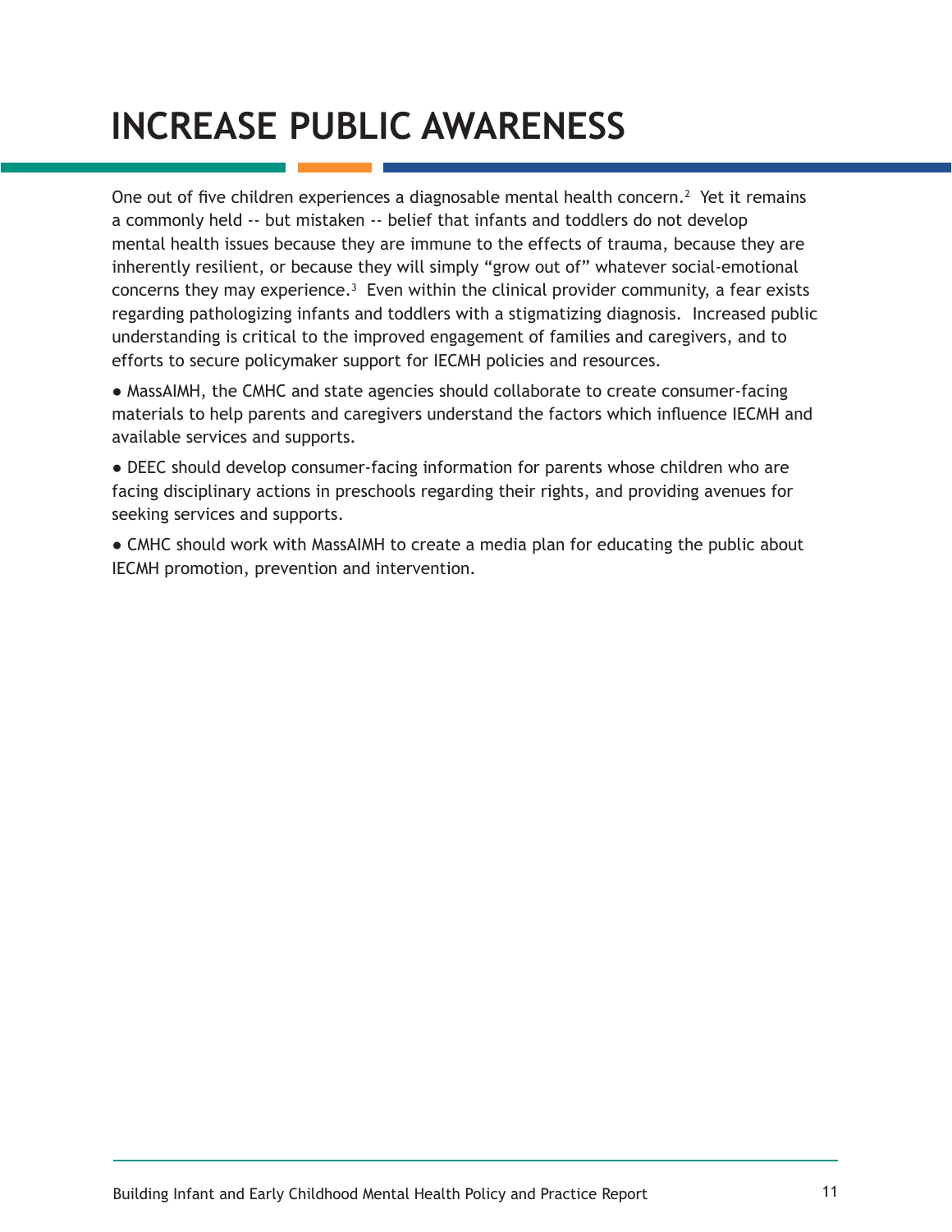# INCREASE PUBLIC AWARENESS

One out of five children experiences a diagnosable mental health concern.[2] Yet it remains a commonly held -- but mistaken -- belief that infants and toddlers do not develop mental health issues because they are immune to the effects of trauma, because they are inherently resilient, or because they will simply "grow out of" whatever social-emotional concerns they may experience.[3] Even within the clinical provider community, a fear exists regarding pathologizing infants and toddlers with a stigmatizing diagnosis. Increased public understanding is critical to the improved engagement of families and caregivers, and to efforts to secure policymaker support for IECMH policies and resources.

- MassAIMH, the CMHC and state agencies should collaborate to create consumer-facing materials to help parents and caregivers understand the factors which influence IECMH and available services and supports.
- DEEC should develop consumer-facing information for parents whose children who are facing disciplinary actions in preschools regarding their rights, and providing avenues for seeking services and supports.
- CMHC should work with MassAIMH to create a media plan for educating the public about IECMH promotion, prevention and intervention.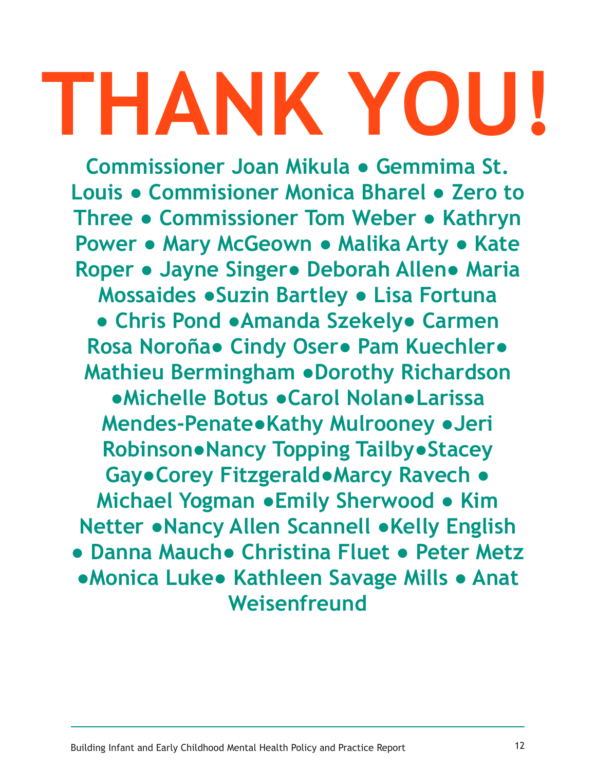# THANK YOU!

**Commissioner Joan Mikula ● Gemmima St. Louis ● Commisioner Monica Bharel ● Zero to Three ● Commissioner Tom Weber ● Kathryn Power ● Mary McGeown ● Malika Arty ● Kate Roper ● Jayne Singer● Deborah Allen● Maria Mossaides ●Suzin Bartley ● Lisa Fortuna ● Chris Pond ●Amanda Szekely● Carmen Rosa Noroña● Cindy Oser● Pam Kuechler● Mathieu Bermingham ●Dorothy Richardson ●Michelle Botus ●Carol Nolan●Larissa Mendes-Penate●Kathy Mulrooney ●Jeri Robinson●Nancy Topping Tailby●Stacey Gay●Corey Fitzgerald●Marcy Ravech ● Michael Yogman ●Emily Sherwood ● Kim Netter ●Nancy Allen Scannell ●Kelly English ● Danna Mauch● Christina Fluet ● Peter Metz ●Monica Luke● Kathleen Savage Mills ● Anat Weisenfreund**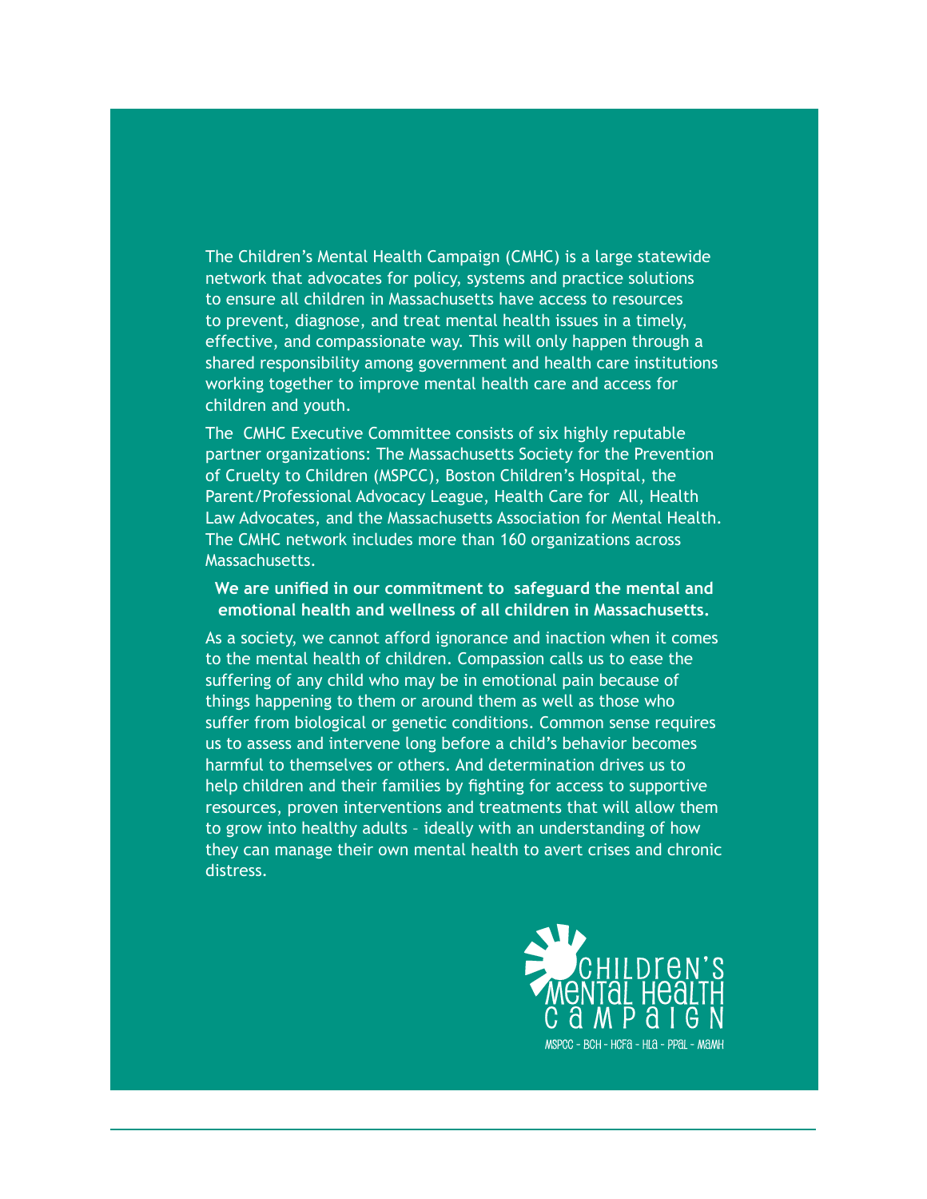The Children's Mental Health Campaign (CMHC) is a large statewide network that advocates for policy, systems and practice solutions to ensure all children in Massachusetts have access to resources to prevent, diagnose, and treat mental health issues in a timely, effective, and compassionate way. This will only happen through a shared responsibility among government and health care institutions working together to improve mental health care and access for children and youth.

The CMHC Executive Committee consists of six highly reputable partner organizations: The Massachusetts Society for the Prevention of Cruelty to Children (MSPCC), Boston Children's Hospital, the Parent/Professional Advocacy League, Health Care for All, Health Law Advocates, and the Massachusetts Association for Mental Health. The CMHC network includes more than 160 organizations across Massachusetts.

**We are unified in our commitment to safeguard the mental and emotional health and wellness of all children in Massachusetts.**

As a society, we cannot afford ignorance and inaction when it comes to the mental health of children. Compassion calls us to ease the suffering of any child who may be in emotional pain because of things happening to them or around them as well as those who suffer from biological or genetic conditions. Common sense requires us to assess and intervene long before a child's behavior becomes harmful to themselves or others. And determination drives us to help children and their families by fighting for access to supportive resources, proven interventions and treatments that will allow them to grow into healthy adults – ideally with an understanding of how they can manage their own mental health to avert crises and chronic distress.

CHILDREN'S MENTAL HEALTH CAMPAIGN

MSPCC - BCH - HCFA - HLA - PPAL - MAMH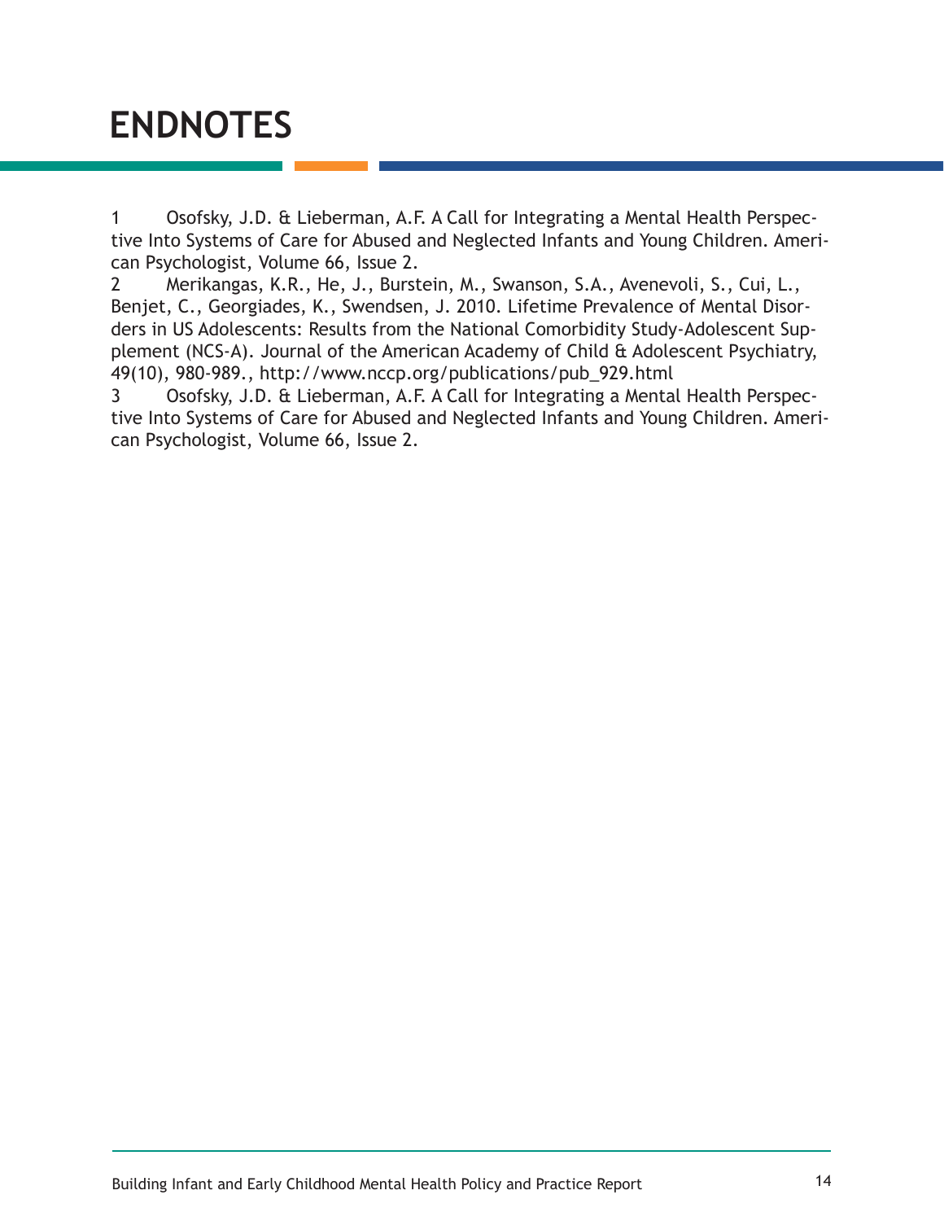# ENDNOTES

1 Osofsky, J.D. & Lieberman, A.F. A Call for Integrating a Mental Health Perspective Into Systems of Care for Abused and Neglected Infants and Young Children. American Psychologist, Volume 66, Issue 2.

2 Merikangas, K.R., He, J., Burstein, M., Swanson, S.A., Avenevoli, S., Cui, L., Benjet, C., Georgiades, K., Swendsen, J. 2010. Lifetime Prevalence of Mental Disorders in US Adolescents: Results from the National Comorbidity Study-Adolescent Supplement (NCS-A). Journal of the American Academy of Child & Adolescent Psychiatry, 49(10), 980-989., http://www.nccp.org/publications/pub_929.html

3 Osofsky, J.D. & Lieberman, A.F. A Call for Integrating a Mental Health Perspective Into Systems of Care for Abused and Neglected Infants and Young Children. American Psychologist, Volume 66, Issue 2.